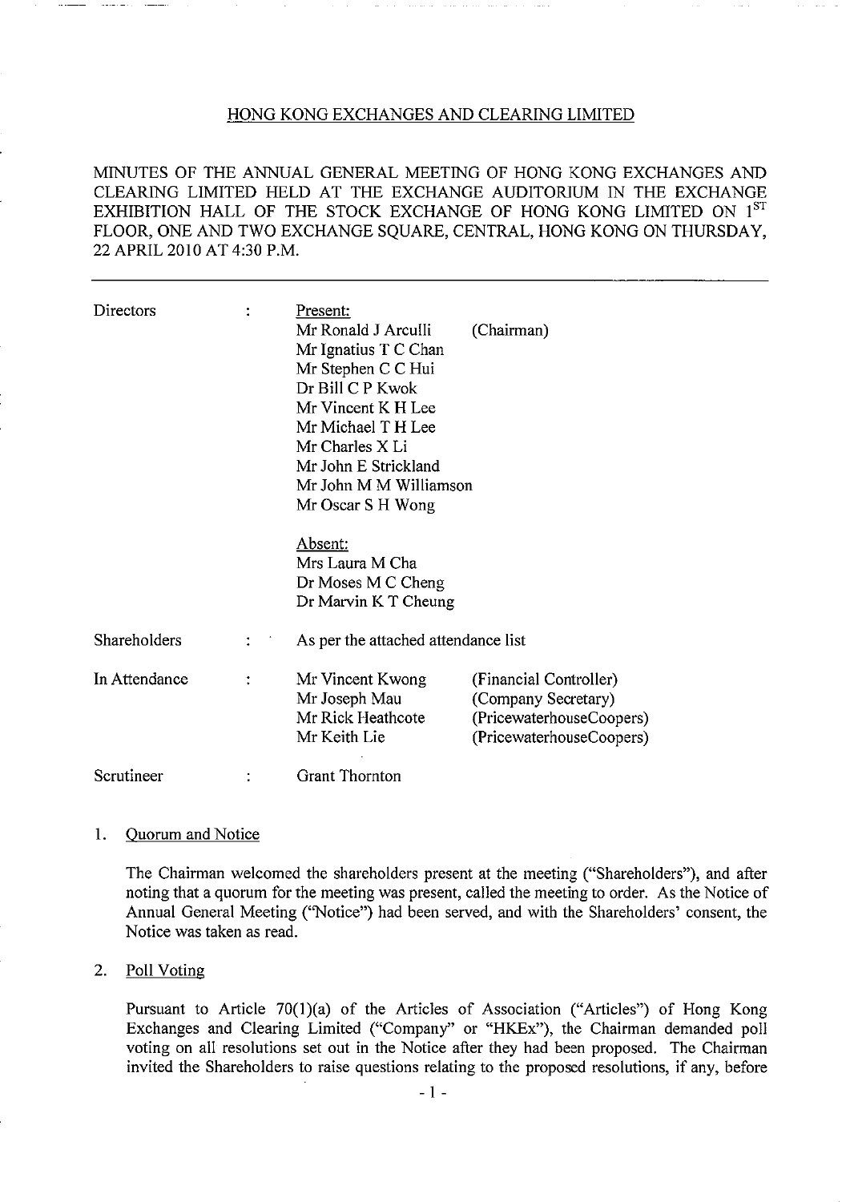# HONG KONG EXCHANGES AND CLEARING LIMITED

MINUTES OF THE ANNUAL GENERAL MEETING OF HONG KONG EXCHANGES AND CLEARING LIMITED HELD AT THE EXCHANGE AUDITORIUM IN THE EXCHANGE EXHIBITION HALL OF THE STOCK EXCHANGE OF HONG KONG LIMITED ON 1ST FLOOR, ONE AND TWO EXCHANGE SQUARE, CENTRAL, HONG KONG ON THURSDAY, 22 APRIL 2010 AT 4:30 P.M.

---

| | | | |
|---|---|---|---|
| Directors | : | Present: | |
| | | Mr Ronald J Arculli | (Chairman) |
| | | Mr Ignatius T C Chan | |
| | | Mr Stephen C C Hui | |
| | | Dr Bill C P Kwok | |
| | | Mr Vincent K H Lee | |
| | | Mr Michael T H Lee | |
| | | Mr Charles X Li | |
| | | Mr John E Strickland | |
| | | Mr John M M Williamson | |
| | | Mr Oscar S H Wong | |
| | | Absent: | |
| | | Mrs Laura M Cha | |
| | | Dr Moses M C Cheng | |
| | | Dr Marvin K T Cheung | |
| Shareholders | : | As per the attached attendance list | |
| In Attendance | : | Mr Vincent Kwong | (Financial Controller) |
| | | Mr Joseph Mau | (Company Secretary) |
| | | Mr Rick Heathcote | (PricewaterhouseCoopers) |
| | | Mr Keith Lie | (PricewaterhouseCoopers) |
| Scrutineer | : | Grant Thornton | |

1. Quorum and Notice

   The Chairman welcomed the shareholders present at the meeting ("Shareholders"), and after noting that a quorum for the meeting was present, called the meeting to order. As the Notice of Annual General Meeting ("Notice") had been served, and with the Shareholders' consent, the Notice was taken as read.

2. Poll Voting

   Pursuant to Article 70(1)(a) of the Articles of Association ("Articles") of Hong Kong Exchanges and Clearing Limited ("Company" or "HKEx"), the Chairman demanded poll voting on all resolutions set out in the Notice after they had been proposed. The Chairman invited the Shareholders to raise questions relating to the proposed resolutions, if any, before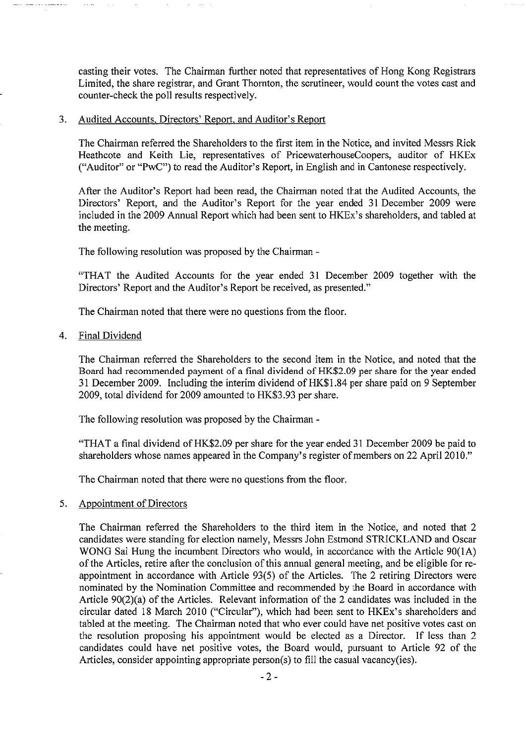casting their votes. The Chairman further noted that representatives of Hong Kong Registrars Limited, the share registrar, and Grant Thornton, the scrutineer, would count the votes cast and counter-check the poll results respectively.

3. Audited Accounts, Directors' Report, and Auditor's Report

The Chairman referred the Shareholders to the first item in the Notice, and invited Messrs Rick Heathcote and Keith Lie, representatives of PricewaterhouseCoopers, auditor of HKEx ("Auditor" or "PwC") to read the Auditor's Report, in English and in Cantonese respectively.

After the Auditor's Report had been read, the Chairman noted that the Audited Accounts, the Directors' Report, and the Auditor's Report for the year ended 31 December 2009 were included in the 2009 Annual Report which had been sent to HKEx's shareholders, and tabled at the meeting.

The following resolution was proposed by the Chairman -

"THAT the Audited Accounts for the year ended 31 December 2009 together with the Directors' Report and the Auditor's Report be received, as presented."

The Chairman noted that there were no questions from the floor.

4. Final Dividend

The Chairman referred the Shareholders to the second item in the Notice, and noted that the Board had recommended payment of a final dividend of HK$2.09 per share for the year ended 31 December 2009. Including the interim dividend of HK$1.84 per share paid on 9 September 2009, total dividend for 2009 amounted to HK$3.93 per share.

The following resolution was proposed by the Chairman -

"THAT a final dividend of HK$2.09 per share for the year ended 31 December 2009 be paid to shareholders whose names appeared in the Company's register of members on 22 April 2010."

The Chairman noted that there were no questions from the floor.

5. Appointment of Directors

The Chairman referred the Shareholders to the third item in the Notice, and noted that 2 candidates were standing for election namely, Messrs John Estmond STRICKLAND and Oscar WONG Sai Hung the incumbent Directors who would, in accordance with the Article 90(1A) of the Articles, retire after the conclusion of this annual general meeting, and be eligible for re-appointment in accordance with Article 93(5) of the Articles. The 2 retiring Directors were nominated by the Nomination Committee and recommended by the Board in accordance with Article 90(2)(a) of the Articles. Relevant information of the 2 candidates was included in the circular dated 18 March 2010 ("Circular"), which had been sent to HKEx's shareholders and tabled at the meeting. The Chairman noted that who ever could have net positive votes cast on the resolution proposing his appointment would be elected as a Director. If less than 2 candidates could have net positive votes, the Board would, pursuant to Article 92 of the Articles, consider appointing appropriate person(s) to fill the casual vacancy(ies).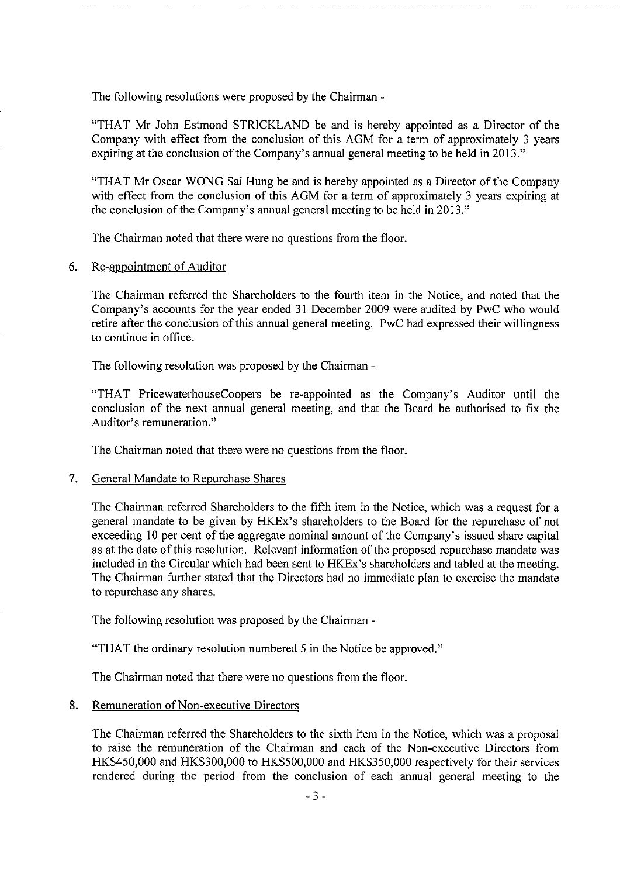The following resolutions were proposed by the Chairman -

"THAT Mr John Estmond STRICKLAND be and is hereby appointed as a Director of the Company with effect from the conclusion of this AGM for a term of approximately 3 years expiring at the conclusion of the Company's annual general meeting to be held in 2013."

"THAT Mr Oscar WONG Sai Hung be and is hereby appointed as a Director of the Company with effect from the conclusion of this AGM for a term of approximately 3 years expiring at the conclusion of the Company's annual general meeting to be held in 2013."

The Chairman noted that there were no questions from the floor.

6. Re-appointment of Auditor

The Chairman referred the Shareholders to the fourth item in the Notice, and noted that the Company's accounts for the year ended 31 December 2009 were audited by PwC who would retire after the conclusion of this annual general meeting. PwC had expressed their willingness to continue in office.

The following resolution was proposed by the Chairman -

"THAT PricewaterhouseCoopers be re-appointed as the Company's Auditor until the conclusion of the next annual general meeting, and that the Board be authorised to fix the Auditor's remuneration."

The Chairman noted that there were no questions from the floor.

7. General Mandate to Repurchase Shares

The Chairman referred Shareholders to the fifth item in the Notice, which was a request for a general mandate to be given by HKEx's shareholders to the Board for the repurchase of not exceeding 10 per cent of the aggregate nominal amount of the Company's issued share capital as at the date of this resolution. Relevant information of the proposed repurchase mandate was included in the Circular which had been sent to HKEx's shareholders and tabled at the meeting. The Chairman further stated that the Directors had no immediate plan to exercise the mandate to repurchase any shares.

The following resolution was proposed by the Chairman -

"THAT the ordinary resolution numbered 5 in the Notice be approved."

The Chairman noted that there were no questions from the floor.

8. Remuneration of Non-executive Directors

The Chairman referred the Shareholders to the sixth item in the Notice, which was a proposal to raise the remuneration of the Chairman and each of the Non-executive Directors from HK$450,000 and HK$300,000 to HK$500,000 and HK$350,000 respectively for their services rendered during the period from the conclusion of each annual general meeting to the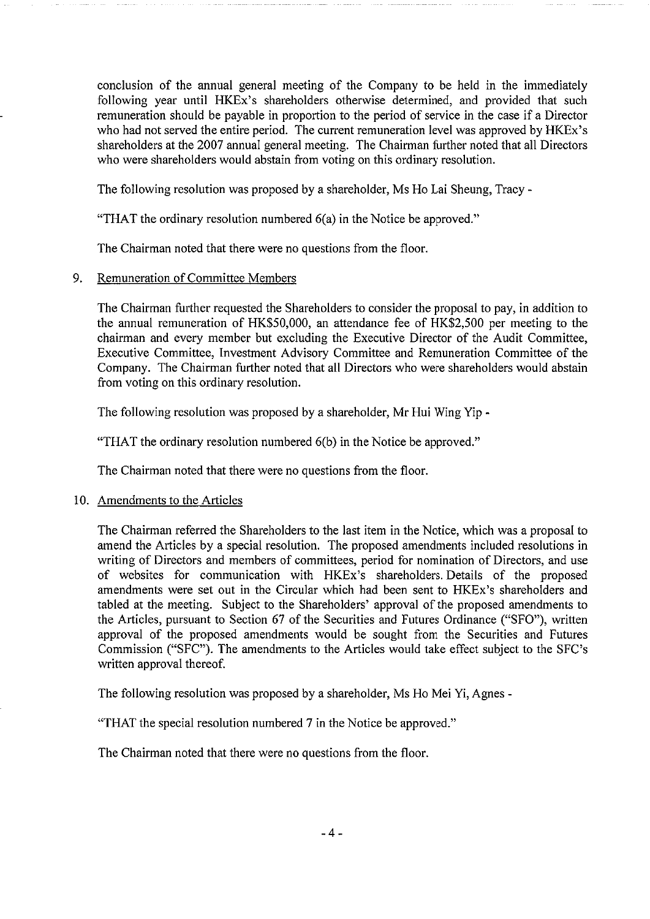conclusion of the annual general meeting of the Company to be held in the immediately following year until HKEx's shareholders otherwise determined, and provided that such remuneration should be payable in proportion to the period of service in the case if a Director who had not served the entire period. The current remuneration level was approved by HKEx's shareholders at the 2007 annual general meeting. The Chairman further noted that all Directors who were shareholders would abstain from voting on this ordinary resolution.

The following resolution was proposed by a shareholder, Ms Ho Lai Sheung, Tracy -

"THAT the ordinary resolution numbered 6(a) in the Notice be approved."

The Chairman noted that there were no questions from the floor.

9. Remuneration of Committee Members

The Chairman further requested the Shareholders to consider the proposal to pay, in addition to the annual remuneration of HK$50,000, an attendance fee of HK$2,500 per meeting to the chairman and every member but excluding the Executive Director of the Audit Committee, Executive Committee, Investment Advisory Committee and Remuneration Committee of the Company. The Chairman further noted that all Directors who were shareholders would abstain from voting on this ordinary resolution.

The following resolution was proposed by a shareholder, Mr Hui Wing Yip -

"THAT the ordinary resolution numbered 6(b) in the Notice be approved."

The Chairman noted that there were no questions from the floor.

10. Amendments to the Articles

The Chairman referred the Shareholders to the last item in the Notice, which was a proposal to amend the Articles by a special resolution. The proposed amendments included resolutions in writing of Directors and members of committees, period for nomination of Directors, and use of websites for communication with HKEx's shareholders. Details of the proposed amendments were set out in the Circular which had been sent to HKEx's shareholders and tabled at the meeting. Subject to the Shareholders' approval of the proposed amendments to the Articles, pursuant to Section 67 of the Securities and Futures Ordinance ("SFO"), written approval of the proposed amendments would be sought from the Securities and Futures Commission ("SFC"). The amendments to the Articles would take effect subject to the SFC's written approval thereof.

The following resolution was proposed by a shareholder, Ms Ho Mei Yi, Agnes -

"THAT the special resolution numbered 7 in the Notice be approved."

The Chairman noted that there were no questions from the floor.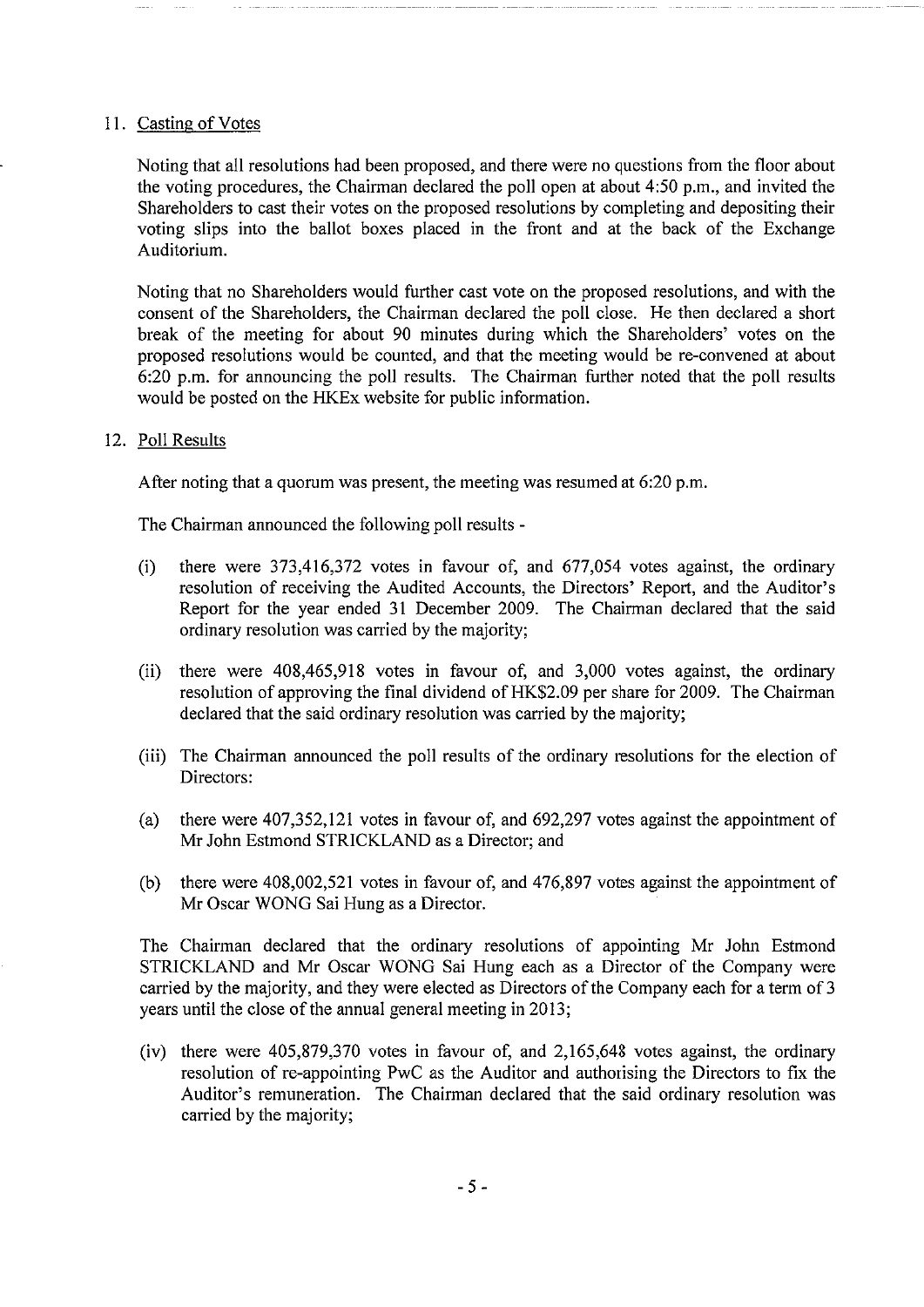11. Casting of Votes

Noting that all resolutions had been proposed, and there were no questions from the floor about the voting procedures, the Chairman declared the poll open at about 4:50 p.m., and invited the Shareholders to cast their votes on the proposed resolutions by completing and depositing their voting slips into the ballot boxes placed in the front and at the back of the Exchange Auditorium.

Noting that no Shareholders would further cast vote on the proposed resolutions, and with the consent of the Shareholders, the Chairman declared the poll close. He then declared a short break of the meeting for about 90 minutes during which the Shareholders' votes on the proposed resolutions would be counted, and that the meeting would be re-convened at about 6:20 p.m. for announcing the poll results. The Chairman further noted that the poll results would be posted on the HKEx website for public information.

12. Poll Results

After noting that a quorum was present, the meeting was resumed at 6:20 p.m.

The Chairman announced the following poll results -

(i) there were 373,416,372 votes in favour of, and 677,054 votes against, the ordinary resolution of receiving the Audited Accounts, the Directors' Report, and the Auditor's Report for the year ended 31 December 2009. The Chairman declared that the said ordinary resolution was carried by the majority;

(ii) there were 408,465,918 votes in favour of, and 3,000 votes against, the ordinary resolution of approving the final dividend of HK$2.09 per share for 2009. The Chairman declared that the said ordinary resolution was carried by the majority;

(iii) The Chairman announced the poll results of the ordinary resolutions for the election of Directors:

(a) there were 407,352,121 votes in favour of, and 692,297 votes against the appointment of Mr John Estmond STRICKLAND as a Director; and

(b) there were 408,002,521 votes in favour of, and 476,897 votes against the appointment of Mr Oscar WONG Sai Hung as a Director.

The Chairman declared that the ordinary resolutions of appointing Mr John Estmond STRICKLAND and Mr Oscar WONG Sai Hung each as a Director of the Company were carried by the majority, and they were elected as Directors of the Company each for a term of 3 years until the close of the annual general meeting in 2013;

(iv) there were 405,879,370 votes in favour of, and 2,165,648 votes against, the ordinary resolution of re-appointing PwC as the Auditor and authorising the Directors to fix the Auditor's remuneration. The Chairman declared that the said ordinary resolution was carried by the majority;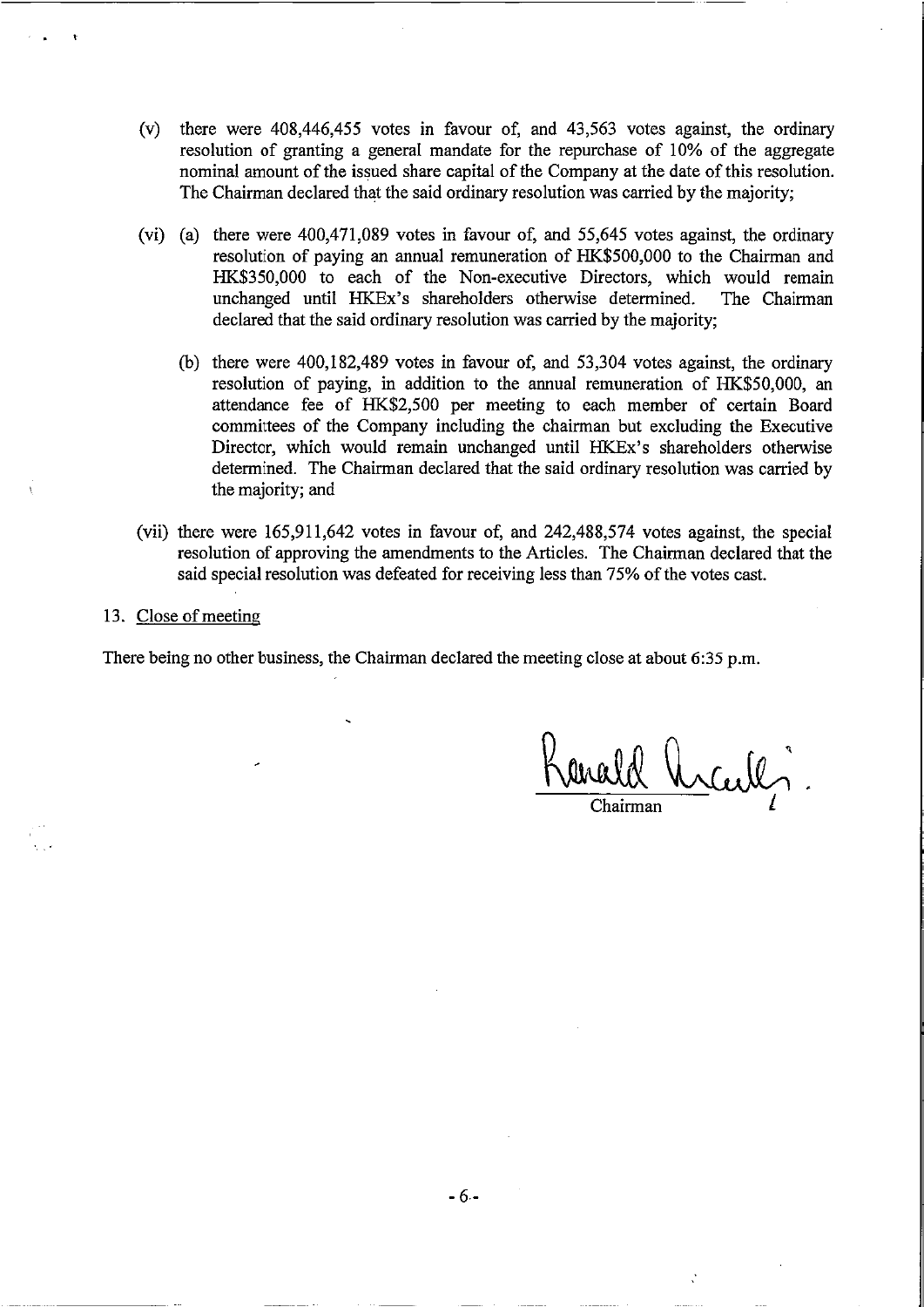(v) there were 408,446,455 votes in favour of, and 43,563 votes against, the ordinary resolution of granting a general mandate for the repurchase of 10% of the aggregate nominal amount of the issued share capital of the Company at the date of this resolution. The Chairman declared that the said ordinary resolution was carried by the majority;

(vi) (a) there were 400,471,089 votes in favour of, and 55,645 votes against, the ordinary resolution of paying an annual remuneration of HK$500,000 to the Chairman and HK$350,000 to each of the Non-executive Directors, which would remain unchanged until HKEx's shareholders otherwise determined. The Chairman declared that the said ordinary resolution was carried by the majority;

(b) there were 400,182,489 votes in favour of, and 53,304 votes against, the ordinary resolution of paying, in addition to the annual remuneration of HK$50,000, an attendance fee of HK$2,500 per meeting to each member of certain Board committees of the Company including the chairman but excluding the Executive Director, which would remain unchanged until HKEx's shareholders otherwise determined. The Chairman declared that the said ordinary resolution was carried by the majority; and

(vii) there were 165,911,642 votes in favour of, and 242,488,574 votes against, the special resolution of approving the amendments to the Articles. The Chairman declared that the said special resolution was defeated for receiving less than 75% of the votes cast.

13. Close of meeting

There being no other business, the Chairman declared the meeting close at about 6:35 p.m.

Chairman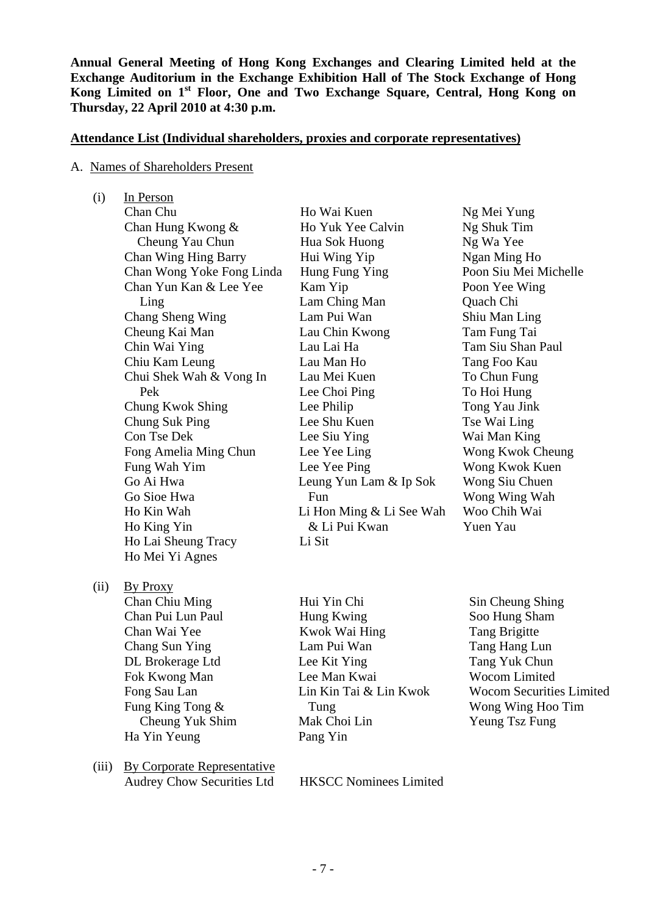**Annual General Meeting of Hong Kong Exchanges and Clearing Limited held at the Exchange Auditorium in the Exchange Exhibition Hall of The Stock Exchange of Hong Kong Limited on 1st Floor, One and Two Exchange Square, Central, Hong Kong on Thursday, 22 April 2010 at 4:30 p.m.**

**Attendance List (Individual shareholders, proxies and corporate representatives)**

A. Names of Shareholders Present

(i) In Person

Chan Chu
Chan Hung Kwong & Cheung Yau Chun
Chan Wing Hing Barry
Chan Wong Yoke Fong Linda
Chan Yun Kan & Lee Yee Ling
Chang Sheng Wing
Cheung Kai Man
Chin Wai Ying
Chiu Kam Leung
Chui Shek Wah & Vong In Pek
Chung Kwok Shing
Chung Suk Ping
Con Tse Dek
Fong Amelia Ming Chun
Fung Wah Yim
Go Ai Hwa
Go Sioe Hwa
Ho Kin Wah
Ho King Yin
Ho Lai Sheung Tracy
Ho Mei Yi Agnes
Ho Wai Kuen
Ho Yuk Yee Calvin
Hua Sok Huong
Hui Wing Yip
Hung Fung Ying
Kam Yip
Lam Ching Man
Lam Pui Wan
Lau Chin Kwong
Lau Lai Ha
Lau Man Ho
Lau Mei Kuen
Lee Choi Ping
Lee Philip
Lee Shu Kuen
Lee Siu Ying
Lee Yee Ling
Lee Yee Ping
Leung Yun Lam & Ip Sok Fun
Li Hon Ming & Li See Wah & Li Pui Kwan
Li Sit
Ng Mei Yung
Ng Shuk Tim
Ng Wa Yee
Ngan Ming Ho
Poon Siu Mei Michelle
Poon Yee Wing
Quach Chi
Shiu Man Ling
Tam Fung Tai
Tam Siu Shan Paul
Tang Foo Kau
To Chun Fung
To Hoi Hung
Tong Yau Jink
Tse Wai Ling
Wai Man King
Wong Kwok Cheung
Wong Kwok Kuen
Wong Siu Chuen
Wong Wing Wah
Woo Chih Wai
Yuen Yau

(ii) By Proxy

Chan Chiu Ming
Chan Pui Lun Paul
Chan Wai Yee
Chang Sun Ying
DL Brokerage Ltd
Fok Kwong Man
Fong Sau Lan
Fung King Tong & Cheung Yuk Shim
Ha Yin Yeung
Hui Yin Chi
Hung Kwing
Kwok Wai Hing
Lam Pui Wan
Lee Kit Ying
Lee Man Kwai
Lin Kin Tai & Lin Kwok Tung
Mak Choi Lin
Pang Yin
Sin Cheung Shing
Soo Hung Sham
Tang Brigitte
Tang Hang Lun
Tang Yuk Chun
Wocom Limited
Wocom Securities Limited
Wong Wing Hoo Tim
Yeung Tsz Fung

(iii) By Corporate Representative

Audrey Chow Securities Ltd
HKSCC Nominees Limited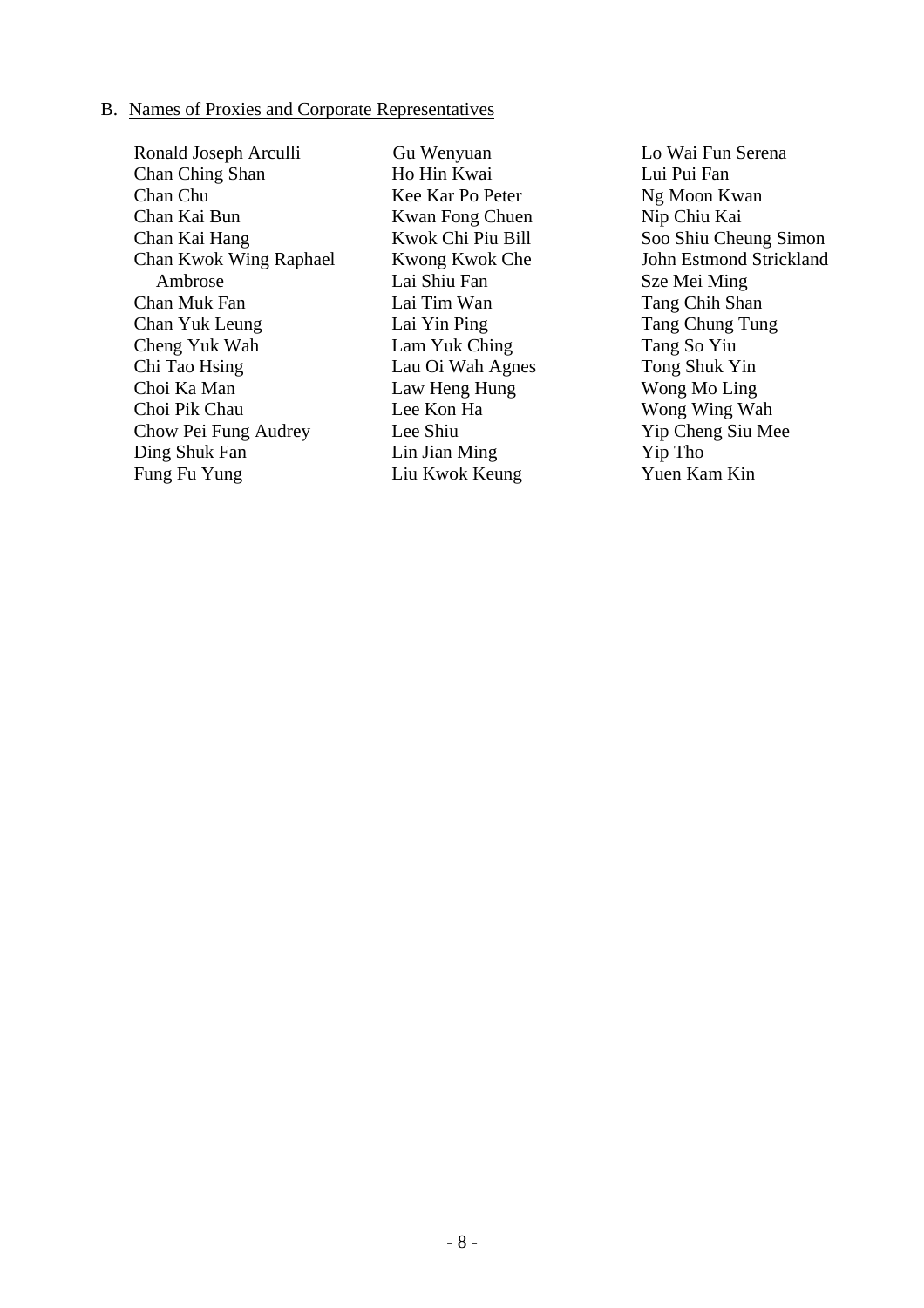B. Names of Proxies and Corporate Representatives

Ronald Joseph Arculli
Chan Ching Shan
Chan Chu
Chan Kai Bun
Chan Kai Hang
Chan Kwok Wing Raphael Ambrose
Chan Muk Fan
Chan Yuk Leung
Cheng Yuk Wah
Chi Tao Hsing
Choi Ka Man
Choi Pik Chau
Chow Pei Fung Audrey
Ding Shuk Fan
Fung Fu Yung
Gu Wenyuan
Ho Hin Kwai
Kee Kar Po Peter
Kwan Fong Chuen
Kwok Chi Piu Bill
Kwong Kwok Che
Lai Shiu Fan
Lai Tim Wan
Lai Yin Ping
Lam Yuk Ching
Lau Oi Wah Agnes
Law Heng Hung
Lee Kon Ha
Lee Shiu
Lin Jian Ming
Liu Kwok Keung
Lo Wai Fun Serena
Lui Pui Fan
Ng Moon Kwan
Nip Chiu Kai
Soo Shiu Cheung Simon
John Estmond Strickland
Sze Mei Ming
Tang Chih Shan
Tang Chung Tung
Tang So Yiu
Tong Shuk Yin
Wong Mo Ling
Wong Wing Wah
Yip Cheng Siu Mee
Yip Tho
Yuen Kam Kin